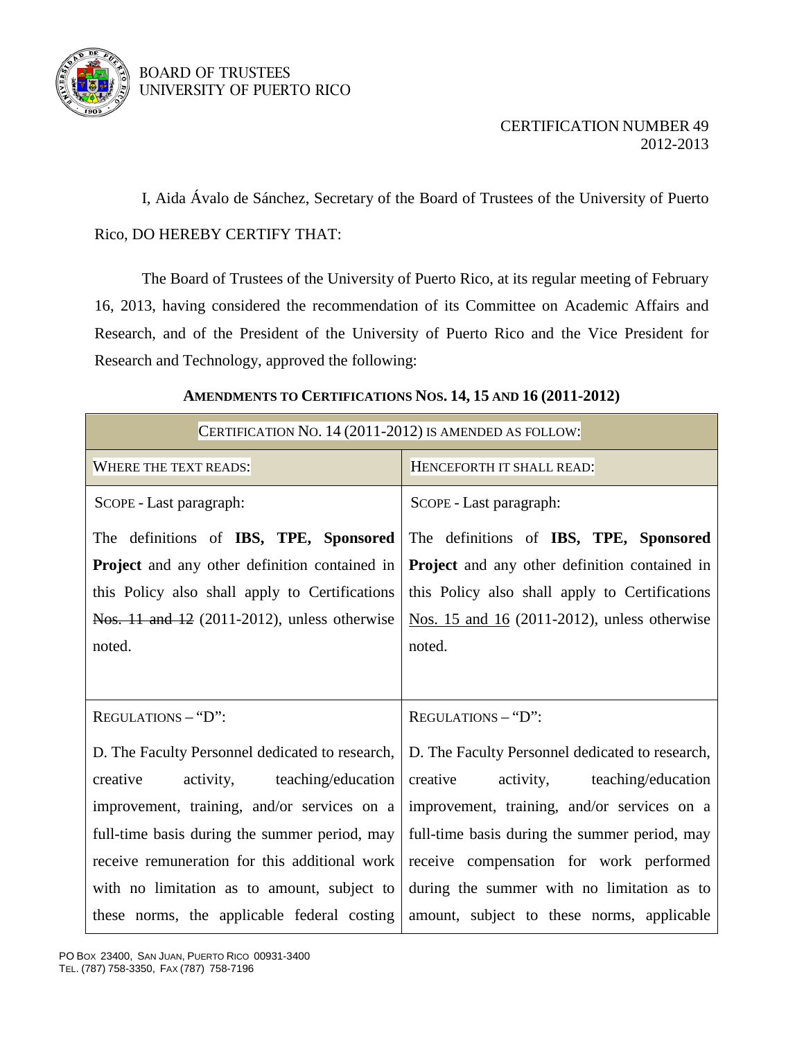BOARD OF TRUSTEES
UNIVERSITY OF PUERTO RICO

CERTIFICATION NUMBER 49
2012-2013

I, Aida Ávalo de Sánchez, Secretary of the Board of Trustees of the University of Puerto Rico, DO HEREBY CERTIFY THAT:

The Board of Trustees of the University of Puerto Rico, at its regular meeting of February 16, 2013, having considered the recommendation of its Committee on Academic Affairs and Research, and of the President of the University of Puerto Rico and the Vice President for Research and Technology, approved the following:

## AMENDMENTS TO CERTIFICATIONS NOS. 14, 15 AND 16 (2011-2012)

| CERTIFICATION NO. 14 (2011-2012) IS AMENDED AS FOLLOW: | |
|---|---|
| WHERE THE TEXT READS: | HENCEFORTH IT SHALL READ: |
| SCOPE - Last paragraph:<br><br>The definitions of **IBS, TPE, Sponsored Project** and any other definition contained in this Policy also shall apply to Certifications ~~Nos. 11 and 12~~ (2011-2012), unless otherwise noted. | SCOPE - Last paragraph:<br><br>The definitions of **IBS, TPE, Sponsored Project** and any other definition contained in this Policy also shall apply to Certifications <u>Nos. 15 and 16</u> (2011-2012), unless otherwise noted. |
| REGULATIONS – "D":<br><br>D. The Faculty Personnel dedicated to research, creative activity, teaching/education improvement, training, and/or services on a full-time basis during the summer period, may receive remuneration for this additional work with no limitation as to amount, subject to these norms, the applicable federal costing | REGULATIONS – "D":<br><br>D. The Faculty Personnel dedicated to research, creative activity, teaching/education improvement, training, and/or services on a full-time basis during the summer period, may receive compensation for work performed during the summer with no limitation as to amount, subject to these norms, applicable |

PO BOX 23400, SAN JUAN, PUERTO RICO 00931-3400
TEL. (787) 758-3350, FAX (787) 758-7196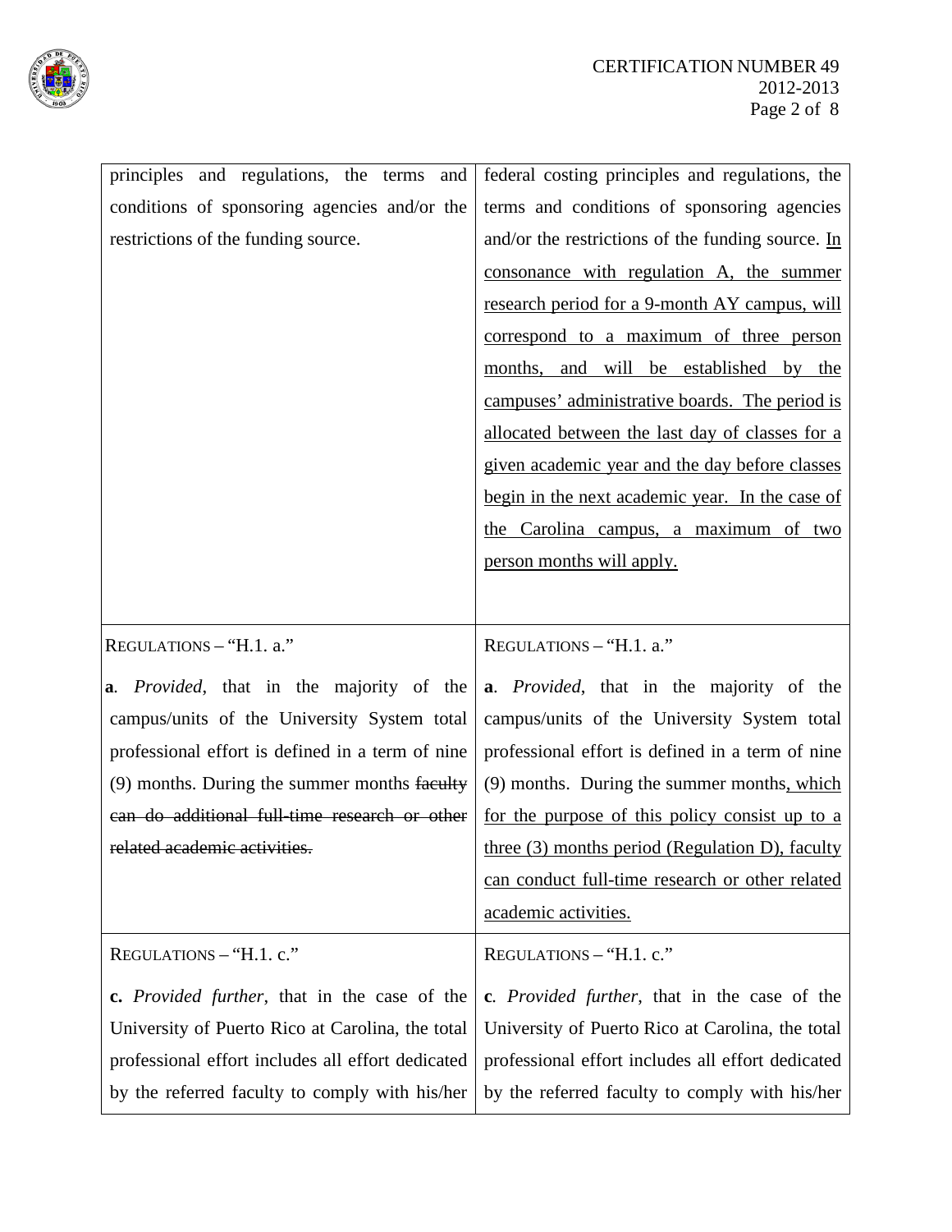| | |
|---|---|
| principles and regulations, the terms and conditions of sponsoring agencies and/or the restrictions of the funding source. | federal costing principles and regulations, the terms and conditions of sponsoring agencies and/or the restrictions of the funding source. <u>In consonance with regulation A, the summer research period for a 9-month AY campus, will correspond to a maximum of three person months, and will be established by the campuses' administrative boards. The period is allocated between the last day of classes for a given academic year and the day before classes begin in the next academic year. In the case of the Carolina campus, a maximum of two person months will apply.</u> |
| REGULATIONS – "H.1. a."<br><br>**a**. *Provided*, that in the majority of the campus/units of the University System total professional effort is defined in a term of nine (9) months. During the summer months ~~faculty can do additional full-time research or other related academic activities.~~ | REGULATIONS – "H.1. a."<br><br>**a**. *Provided*, that in the majority of the campus/units of the University System total professional effort is defined in a term of nine (9) months. During the summer months<u>, which for the purpose of this policy consist up to a three (3) months period (Regulation D), faculty can conduct full-time research or other related academic activities.</u> |
| REGULATIONS – "H.1. c."<br><br>**c.** *Provided further*, that in the case of the University of Puerto Rico at Carolina, the total professional effort includes all effort dedicated by the referred faculty to comply with his/her | REGULATIONS – "H.1. c."<br><br>**c**. *Provided further*, that in the case of the University of Puerto Rico at Carolina, the total professional effort includes all effort dedicated by the referred faculty to comply with his/her |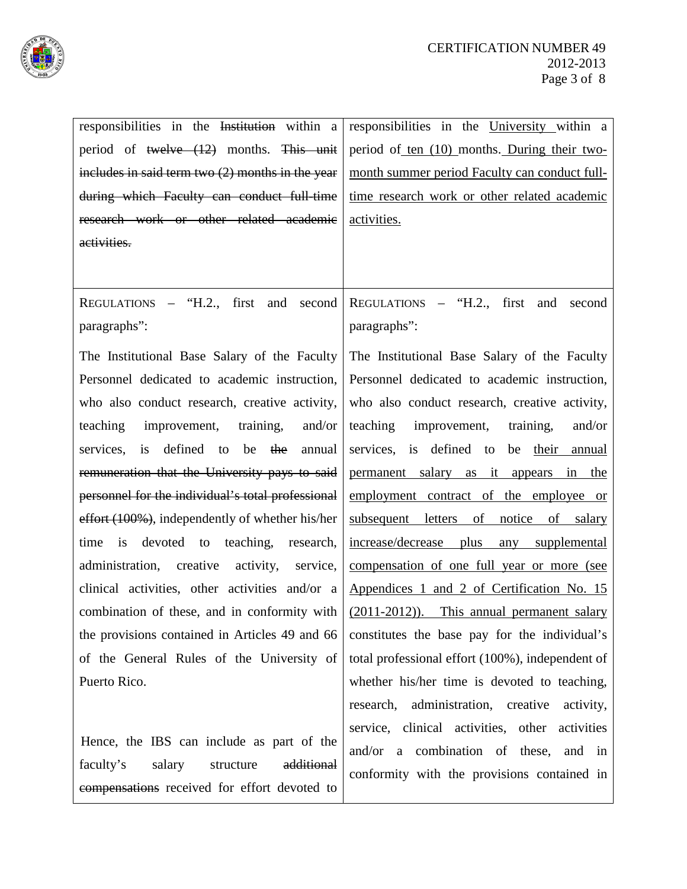| | |
|---|---|
| responsibilities in the ~~Institution~~ within a period of ~~twelve (12)~~ months. ~~This unit includes in said term two (2) months in the year during which Faculty can conduct full-time research work or other related academic activities.~~ | responsibilities in the <u>University</u> within a period of <u>ten (10)</u> months. <u>During their two-month summer period Faculty can conduct full-time research work or other related academic activities.</u> |
| REGULATIONS – "H.2., first and second paragraphs":<br><br>The Institutional Base Salary of the Faculty Personnel dedicated to academic instruction, who also conduct research, creative activity, teaching improvement, training, and/or services, is defined to be ~~the~~ annual ~~remuneration that the University pays to said personnel for the individual's total professional effort (100%)~~, independently of whether his/her time is devoted to teaching, research, administration, creative activity, service, clinical activities, other activities and/or a combination of these, and in conformity with the provisions contained in Articles 49 and 66 of the General Rules of the University of Puerto Rico.<br><br>Hence, the IBS can include as part of the faculty's salary structure ~~additional compensations~~ received for effort devoted to | REGULATIONS – "H.2., first and second paragraphs":<br><br>The Institutional Base Salary of the Faculty Personnel dedicated to academic instruction, who also conduct research, creative activity, teaching improvement, training, and/or services, is defined to be <u>their annual permanent salary as it appears in the employment contract of the employee or subsequent letters of notice of salary increase/decrease plus any supplemental compensation of one full year or more (see Appendices 1 and 2 of Certification No. 15 (2011-2012)). This annual permanent salary</u> constitutes the base pay for the individual's total professional effort (100%), independent of whether his/her time is devoted to teaching, research, administration, creative activity, service, clinical activities, other activities and/or a combination of these, and in conformity with the provisions contained in |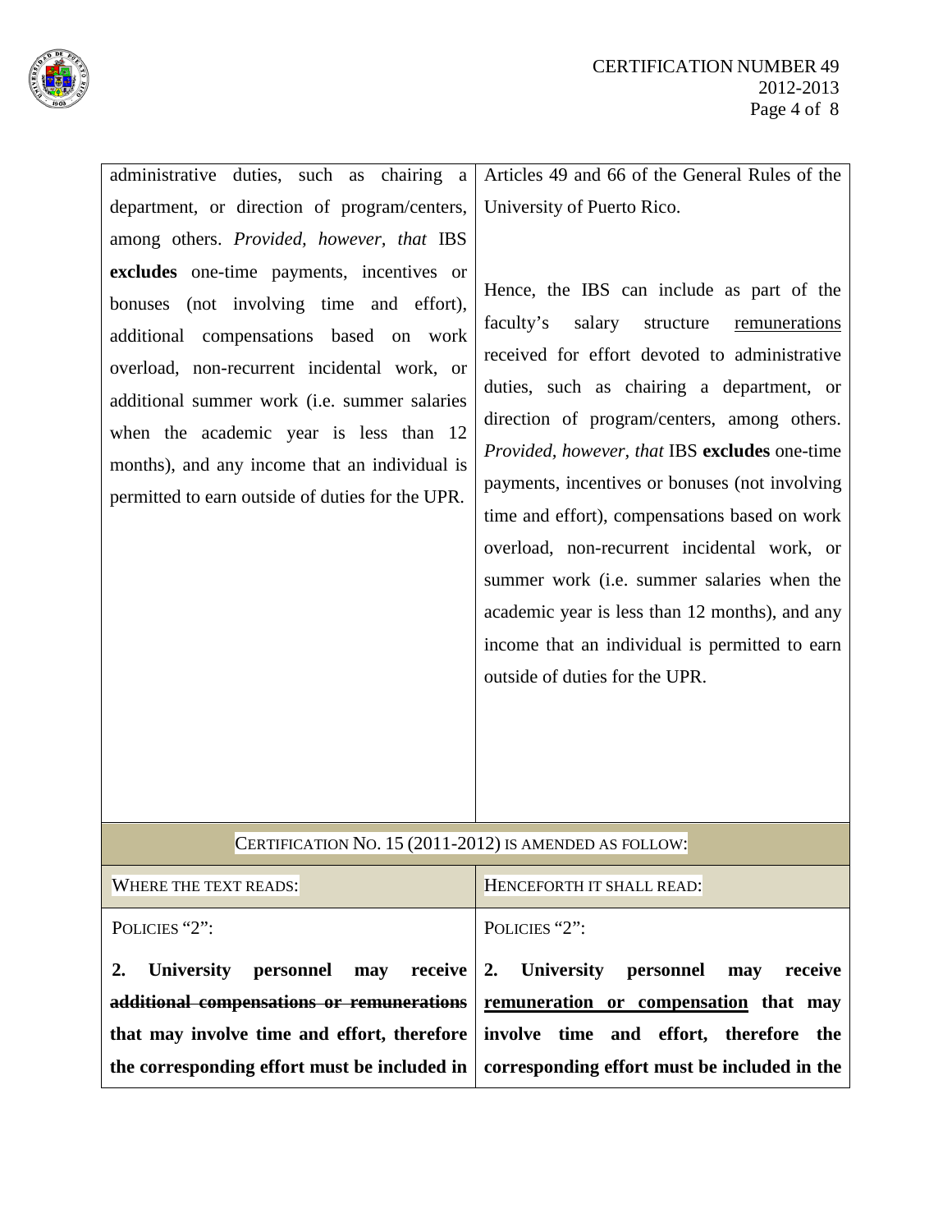| | |
|---|---|
| administrative duties, such as chairing a department, or direction of program/centers, among others. *Provided, however, that* IBS **excludes** one-time payments, incentives or bonuses (not involving time and effort), additional compensations based on work overload, non-recurrent incidental work, or additional summer work (i.e. summer salaries when the academic year is less than 12 months), and any income that an individual is permitted to earn outside of duties for the UPR. | Articles 49 and 66 of the General Rules of the University of Puerto Rico.<br><br>Hence, the IBS can include as part of the faculty's salary structure <u>remunerations</u> received for effort devoted to administrative duties, such as chairing a department, or direction of program/centers, among others. *Provided, however, that* IBS **excludes** one-time payments, incentives or bonuses (not involving time and effort), compensations based on work overload, non-recurrent incidental work, or summer work (i.e. summer salaries when the academic year is less than 12 months), and any income that an individual is permitted to earn outside of duties for the UPR. |

CERTIFICATION NO. 15 (2011-2012) IS AMENDED AS FOLLOW:

| WHERE THE TEXT READS: | HENCEFORTH IT SHALL READ: |
|---|---|
| POLICIES "2":<br><br>**2. University personnel may receive ~~additional compensations or remunerations~~ that may involve time and effort, therefore the corresponding effort must be included in** | POLICIES "2":<br><br>**2. University personnel may receive <u>remuneration or compensation</u> that may involve time and effort, therefore the corresponding effort must be included in the** |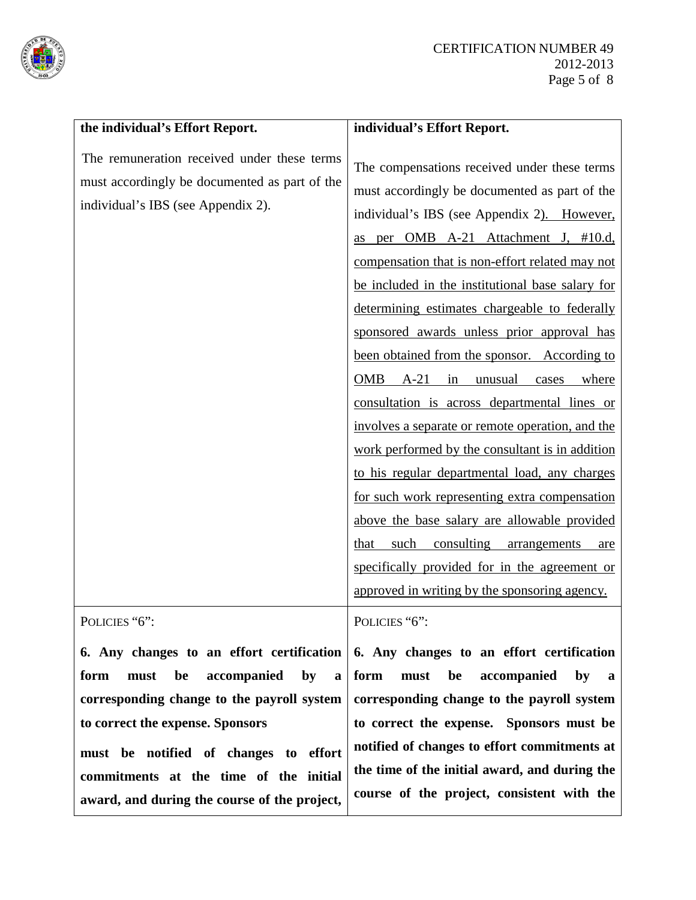| **the individual's Effort Report.** | **individual's Effort Report.** |
|---|---|
| The remuneration received under these terms must accordingly be documented as part of the individual's IBS (see Appendix 2). | The compensations received under these terms must accordingly be documented as part of the individual's IBS (see Appendix 2<u>). However, as per OMB A-21 Attachment J, #10.d, compensation that is non-effort related may not be included in the institutional base salary for determining estimates chargeable to federally sponsored awards unless prior approval has been obtained from the sponsor. According to OMB A-21 in unusual cases where consultation is across departmental lines or involves a separate or remote operation, and the work performed by the consultant is in addition to his regular departmental load, any charges for such work representing extra compensation above the base salary are allowable provided that such consulting arrangements are specifically provided for in the agreement or approved in writing by the sponsoring agency.</u> |
| POLICIES "6":<br><br>**6. Any changes to an effort certification form must be accompanied by a corresponding change to the payroll system to correct the expense. Sponsors**<br><br>**must be notified of changes to effort commitments at the time of the initial award, and during the course of the project,** | POLICIES "6":<br><br>**6. Any changes to an effort certification form must be accompanied by a corresponding change to the payroll system to correct the expense. Sponsors must be notified of changes to effort commitments at the time of the initial award, and during the course of the project, consistent with the** |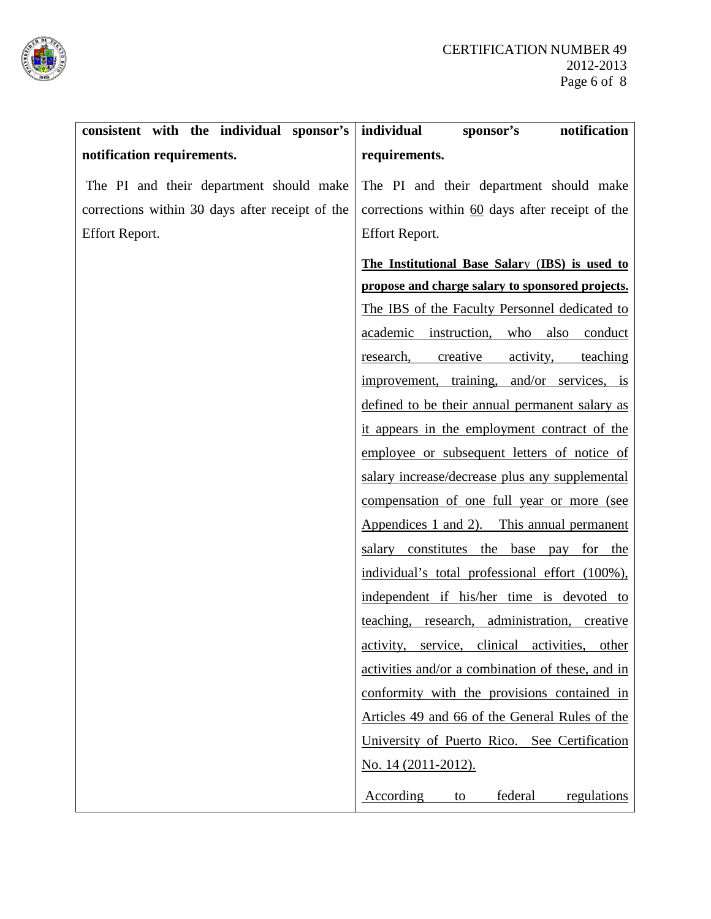| **consistent with the individual sponsor's notification requirements.** | **individual sponsor's notification requirements.** |
|---|---|
| The PI and their department should make corrections within ~~30~~ days after receipt of the Effort Report. | The PI and their department should make corrections within <u>60</u> days after receipt of the Effort Report. |
| | <u>**The Institutional Base Salary (IBS) is used to propose and charge salary to sponsored projects.**</u> <u>The IBS of the Faculty Personnel dedicated to academic instruction, who also conduct research, creative activity, teaching improvement, training, and/or services, is defined to be their annual permanent salary as it appears in the employment contract of the employee or subsequent letters of notice of salary increase/decrease plus any supplemental compensation of one full year or more (see Appendices 1 and 2). This annual permanent salary constitutes the base pay for the individual's total professional effort (100%), independent if his/her time is devoted to teaching, research, administration, creative activity, service, clinical activities, other activities and/or a combination of these, and in conformity with the provisions contained in Articles 49 and 66 of the General Rules of the University of Puerto Rico. See Certification No. 14 (2011-2012).</u> |
| | <u>According to federal regulations</u> |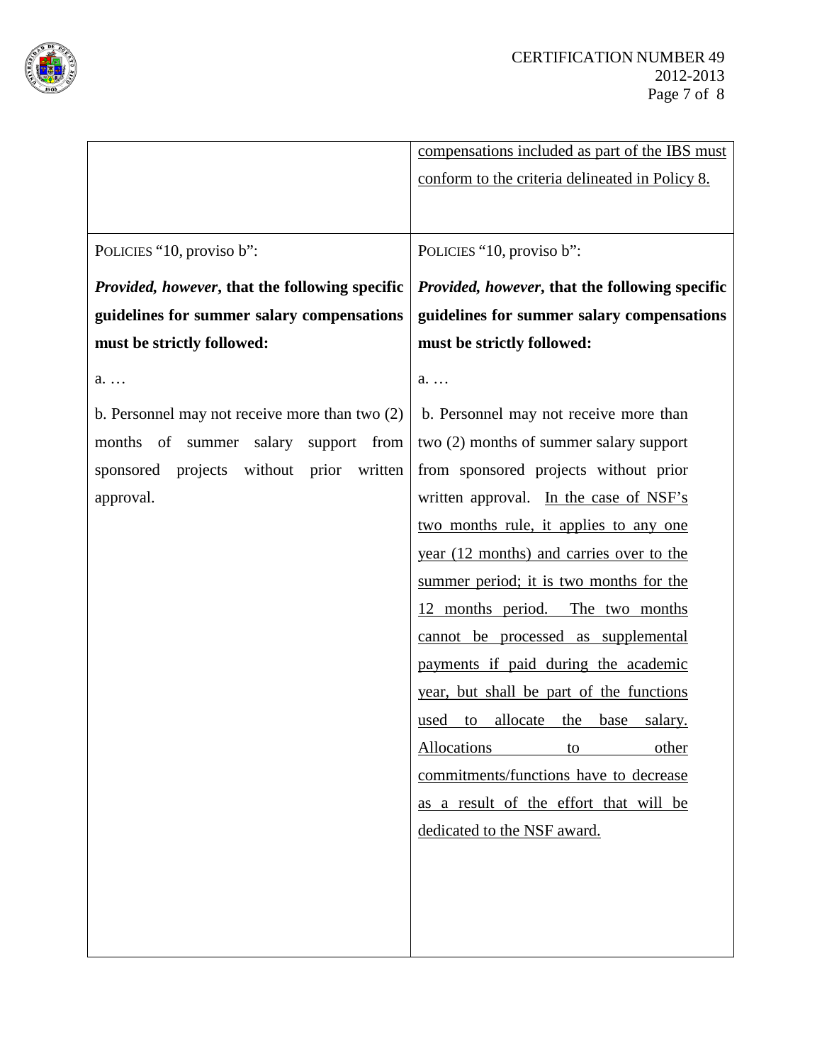| | |
|---|---|
| | <u>compensations included as part of the IBS must conform to the criteria delineated in Policy 8.</u> |
| POLICIES "10, proviso b":<br><br>***Provided, however*, that the following specific guidelines for summer salary compensations must be strictly followed:**<br><br>a. …<br><br>b. Personnel may not receive more than two (2) months of summer salary support from sponsored projects without prior written approval. | POLICIES "10, proviso b":<br><br>***Provided, however*, that the following specific guidelines for summer salary compensations must be strictly followed:**<br><br>a. …<br><br>b. Personnel may not receive more than two (2) months of summer salary support from sponsored projects without prior written approval. <u>In the case of NSF's two months rule, it applies to any one year (12 months) and carries over to the summer period; it is two months for the 12 months period. The two months cannot be processed as supplemental payments if paid during the academic year, but shall be part of the functions used to allocate the base salary. Allocations to other commitments/functions have to decrease as a result of the effort that will be dedicated to the NSF award.</u> |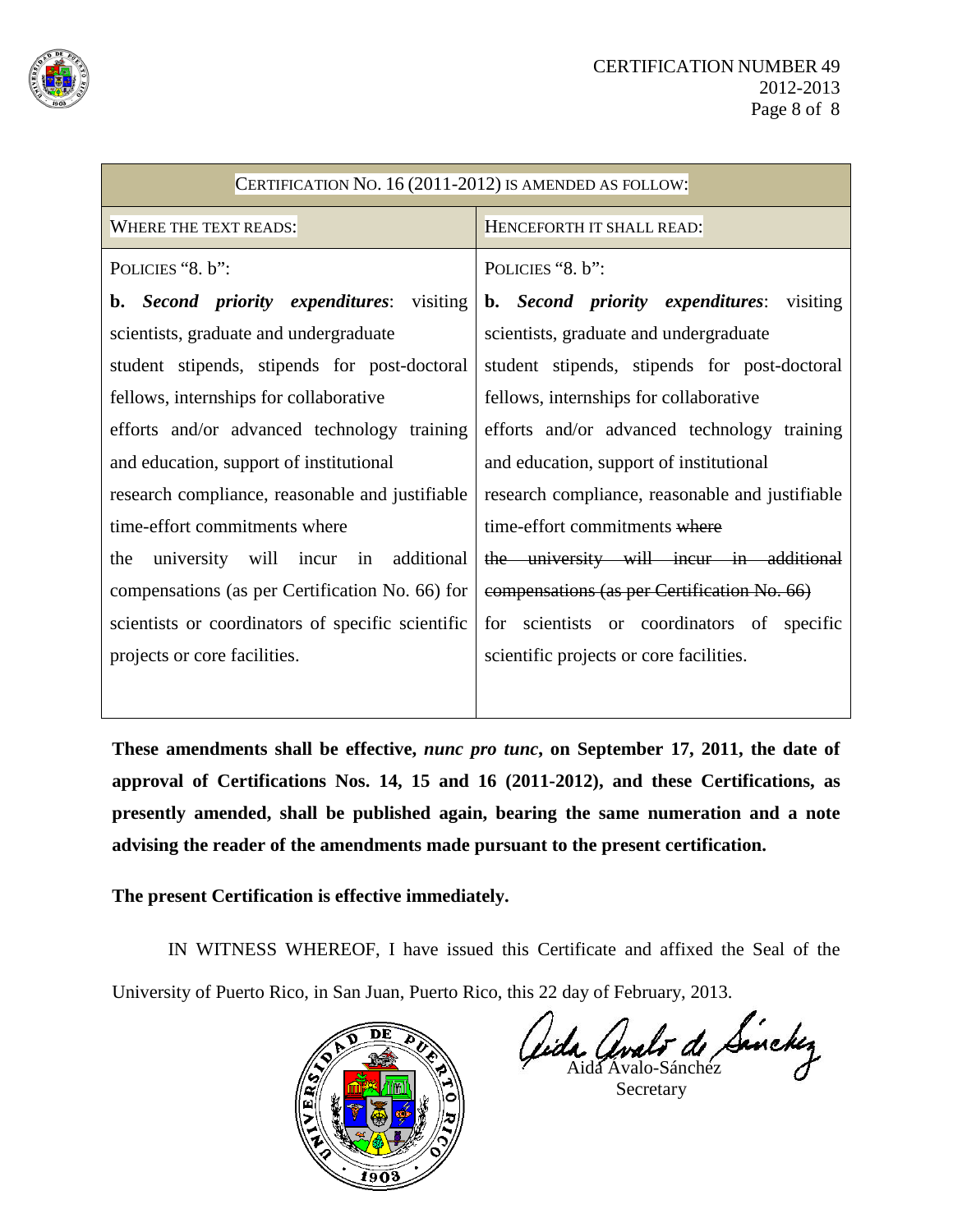| CERTIFICATION NO. 16 (2011-2012) IS AMENDED AS FOLLOW: | |
|---|---|
| WHERE THE TEXT READS: | HENCEFORTH IT SHALL READ: |
| POLICIES "8. b": **b.** ***Second priority expenditures***: visiting scientists, graduate and undergraduate student stipends, stipends for post-doctoral fellows, internships for collaborative efforts and/or advanced technology training and education, support of institutional research compliance, reasonable and justifiable time-effort commitments where the university will incur in additional compensations (as per Certification No. 66) for scientists or coordinators of specific scientific projects or core facilities. | POLICIES "8. b": **b.** ***Second priority expenditures***: visiting scientists, graduate and undergraduate student stipends, stipends for post-doctoral fellows, internships for collaborative efforts and/or advanced technology training and education, support of institutional research compliance, reasonable and justifiable time-effort commitments ~~where the university will incur in additional compensations (as per Certification No. 66)~~ for scientists or coordinators of specific scientific projects or core facilities. |

**These amendments shall be effective, *nunc pro tunc*, on September 17, 2011, the date of approval of Certifications Nos. 14, 15 and 16 (2011-2012), and these Certifications, as presently amended, shall be published again, bearing the same numeration and a note advising the reader of the amendments made pursuant to the present certification.**

**The present Certification is effective immediately.**

IN WITNESS WHEREOF, I have issued this Certificate and affixed the Seal of the University of Puerto Rico, in San Juan, Puerto Rico, this 22 day of February, 2013.

Aida Ávalo-Sánchez
Secretary